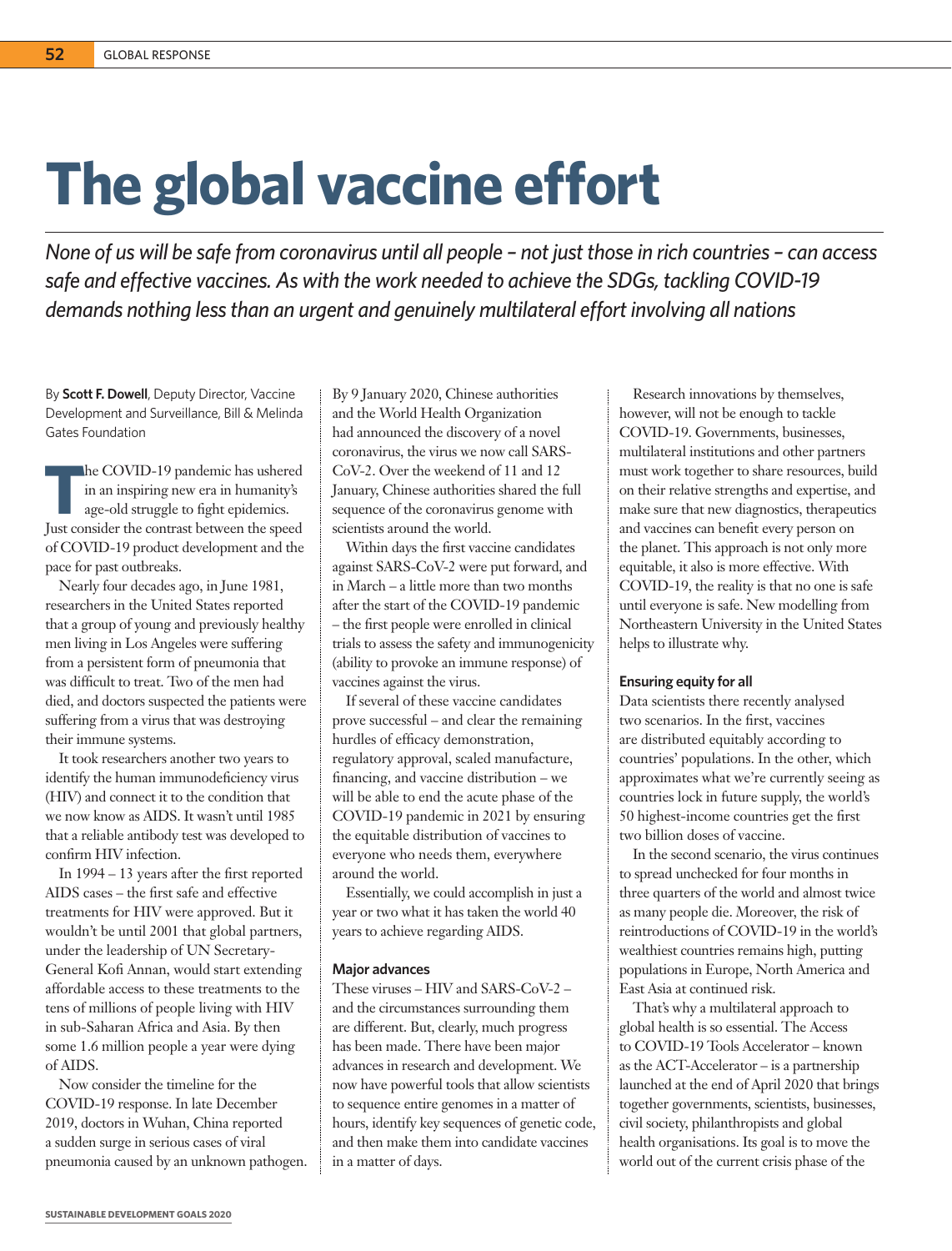# The global vaccine effort

*None of us will be safe from coronavirus until all people – not just those in rich countries – can access safe and effective vaccines. As with the work needed to achieve the SDGs, tackling COVID-19 demands nothing less than an urgent and genuinely multilateral effort involving all nations*

By **Scott F. Dowell**, Deputy Director, Vaccine Development and Surveillance, Bill & Melinda Gates Foundation

The COVID-19 pandemic has ushered in an inspiring new era in humanity's age-old struggle to fight epidemics. Just consider the contrast between the speed of COVID-19 product development and the pace for past outbreaks.

Nearly four decades ago, in June 1981, researchers in the United States reported that a group of young and previously healthy men living in Los Angeles were suffering from a persistent form of pneumonia that was difficult to treat. Two of the men had died, and doctors suspected the patients were suffering from a virus that was destroying their immune systems.

It took researchers another two years to identify the human immunodeficiency virus (HIV) and connect it to the condition that we now know as AIDS. It wasn't until 1985 that a reliable antibody test was developed to confirm HIV infection.

In 1994 – 13 years after the first reported AIDS cases – the first safe and effective treatments for HIV were approved. But it wouldn't be until 2001 that global partners, under the leadership of UN Secretary-General Kofi Annan, would start extending affordable access to these treatments to the tens of millions of people living with HIV in sub-Saharan Africa and Asia. By then some 1.6 million people a year were dying of AIDS.

Now consider the timeline for the COVID-19 response. In late December 2019, doctors in Wuhan, China reported a sudden surge in serious cases of viral pneumonia caused by an unknown pathogen. By 9 January 2020, Chinese authorities and the World Health Organization had announced the discovery of a novel coronavirus, the virus we now call SARS-CoV-2. Over the weekend of 11 and 12 January, Chinese authorities shared the full sequence of the coronavirus genome with scientists around the world.

Within days the first vaccine candidates against SARS-CoV-2 were put forward, and in March – a little more than two months after the start of the COVID-19 pandemic – the first people were enrolled in clinical trials to assess the safety and immunogenicity (ability to provoke an immune response) of vaccines against the virus.

If several of these vaccine candidates prove successful – and clear the remaining hurdles of efficacy demonstration, regulatory approval, scaled manufacture, financing, and vaccine distribution – we will be able to end the acute phase of the COVID-19 pandemic in 2021 by ensuring the equitable distribution of vaccines to everyone who needs them, everywhere around the world.

Essentially, we could accomplish in just a year or two what it has taken the world 40 years to achieve regarding AIDS.

### Major advances

These viruses – HIV and SARS-CoV-2 – and the circumstances surrounding them are different. But, clearly, much progress has been made. There have been major advances in research and development. We now have powerful tools that allow scientists to sequence entire genomes in a matter of hours, identify key sequences of genetic code, and then make them into candidate vaccines in a matter of days.

Research innovations by themselves, however, will not be enough to tackle COVID-19. Governments, businesses, multilateral institutions and other partners must work together to share resources, build on their relative strengths and expertise, and make sure that new diagnostics, therapeutics and vaccines can benefit every person on the planet. This approach is not only more equitable, it also is more effective. With COVID-19, the reality is that no one is safe until everyone is safe. New modelling from Northeastern University in the United States helps to illustrate why.

### Ensuring equity for all

Data scientists there recently analysed two scenarios. In the first, vaccines are distributed equitably according to countries' populations. In the other, which approximates what we're currently seeing as countries lock in future supply, the world's 50 highest-income countries get the first two billion doses of vaccine.

In the second scenario, the virus continues to spread unchecked for four months in three quarters of the world and almost twice as many people die. Moreover, the risk of reintroductions of COVID-19 in the world's wealthiest countries remains high, putting populations in Europe, North America and East Asia at continued risk.

That's why a multilateral approach to global health is so essential. The Access to COVID-19 Tools Accelerator – known as the ACT-Accelerator – is a partnership launched at the end of April 2020 that brings together governments, scientists, businesses, civil society, philanthropists and global health organisations. Its goal is to move the world out of the current crisis phase of the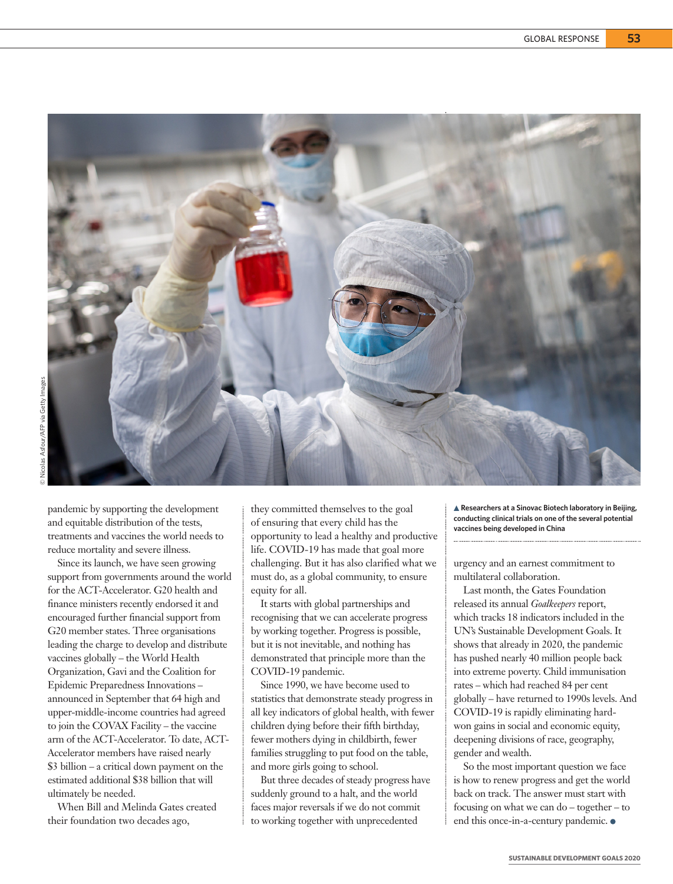pandemic by supporting the development and equitable distribution of the tests, treatments and vaccines the world needs to reduce mortality and severe illness.

Since its launch, we have seen growing support from governments around the world for the ACT-Accelerator. G20 health and finance ministers recently endorsed it and encouraged further financial support from G20 member states. Three organisations leading the charge to develop and distribute vaccines globally – the World Health Organization, Gavi and the Coalition for Epidemic Preparedness Innovations – announced in September that 64 high and upper-middle-income countries had agreed to join the COVAX Facility – the vaccine arm of the ACT-Accelerator. To date, ACT-Accelerator members have raised nearly $3 billion – a critical down payment on the estimated additional $38 billion that will ultimately be needed.

When Bill and Melinda Gates created their foundation two decades ago, they committed themselves to the goal of ensuring that every child has the opportunity to lead a healthy and productive life. COVID-19 has made that goal more challenging. But it has also clarified what we must do, as a global community, to ensure equity for all.

It starts with global partnerships and recognising that we can accelerate progress by working together. Progress is possible, but it is not inevitable, and nothing has demonstrated that principle more than the COVID-19 pandemic.

Since 1990, we have become used to statistics that demonstrate steady progress in all key indicators of global health, with fewer children dying before their fifth birthday, fewer mothers dying in childbirth, fewer families struggling to put food on the table, and more girls going to school.

But three decades of steady progress have suddenly ground to a halt, and the world faces major reversals if we do not commit to working together with unprecedented urgency and an earnest commitment to multilateral collaboration.

Last month, the Gates Foundation released its annual *Goalkeepers* report, which tracks 18 indicators included in the UN's Sustainable Development Goals. It shows that already in 2020, the pandemic has pushed nearly 40 million people back into extreme poverty. Child immunisation rates – which had reached 84 per cent globally – have returned to 1990s levels. And COVID-19 is rapidly eliminating hard-won gains in social and economic equity, deepening divisions of race, geography, gender and wealth.

So the most important question we face is how to renew progress and get the world back on track. The answer must start with focusing on what we can do – together – to end this once-in-a-century pandemic. ●

**▲ Researchers at a Sinovac Biotech laboratory in Beijing, conducting clinical trials on one of the several potential vaccines being developed in China**

© Nicolas Asfour/AFP via Getty Images